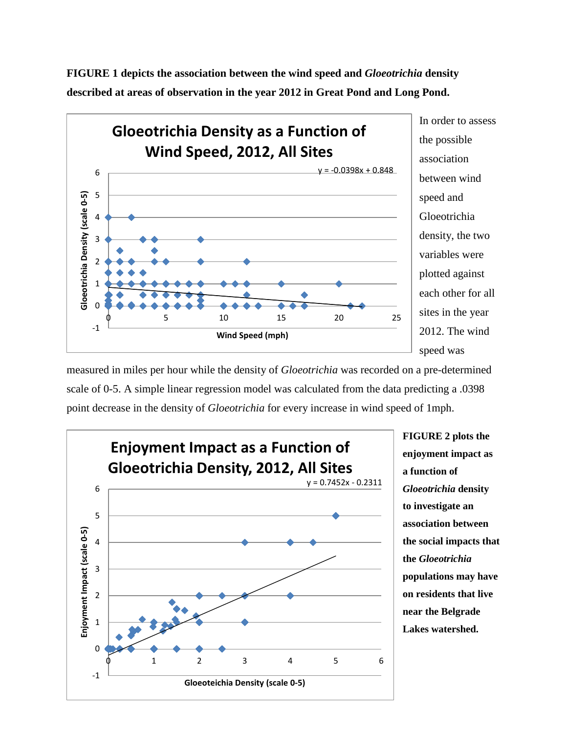**FIGURE 1 depicts the association between the wind speed and *Gloeotrichia* density described at areas of observation in the year 2012 in Great Pond and Long Pond.**

In order to assess the possible association between wind speed and Gloeotrichia density, the two variables were plotted against each other for all sites in the year 2012. The wind speed was measured in miles per hour while the density of *Gloeotrichia* was recorded on a pre-determined scale of 0-5. A simple linear regression model was calculated from the data predicting a .0398 point decrease in the density of *Gloeotrichia* for every increase in wind speed of 1mph.

**FIGURE 2 plots the enjoyment impact as a function of *Gloeotrichia* density to investigate an association between the social impacts that the *Gloeotrichia* populations may have on residents that live near the Belgrade Lakes watershed.**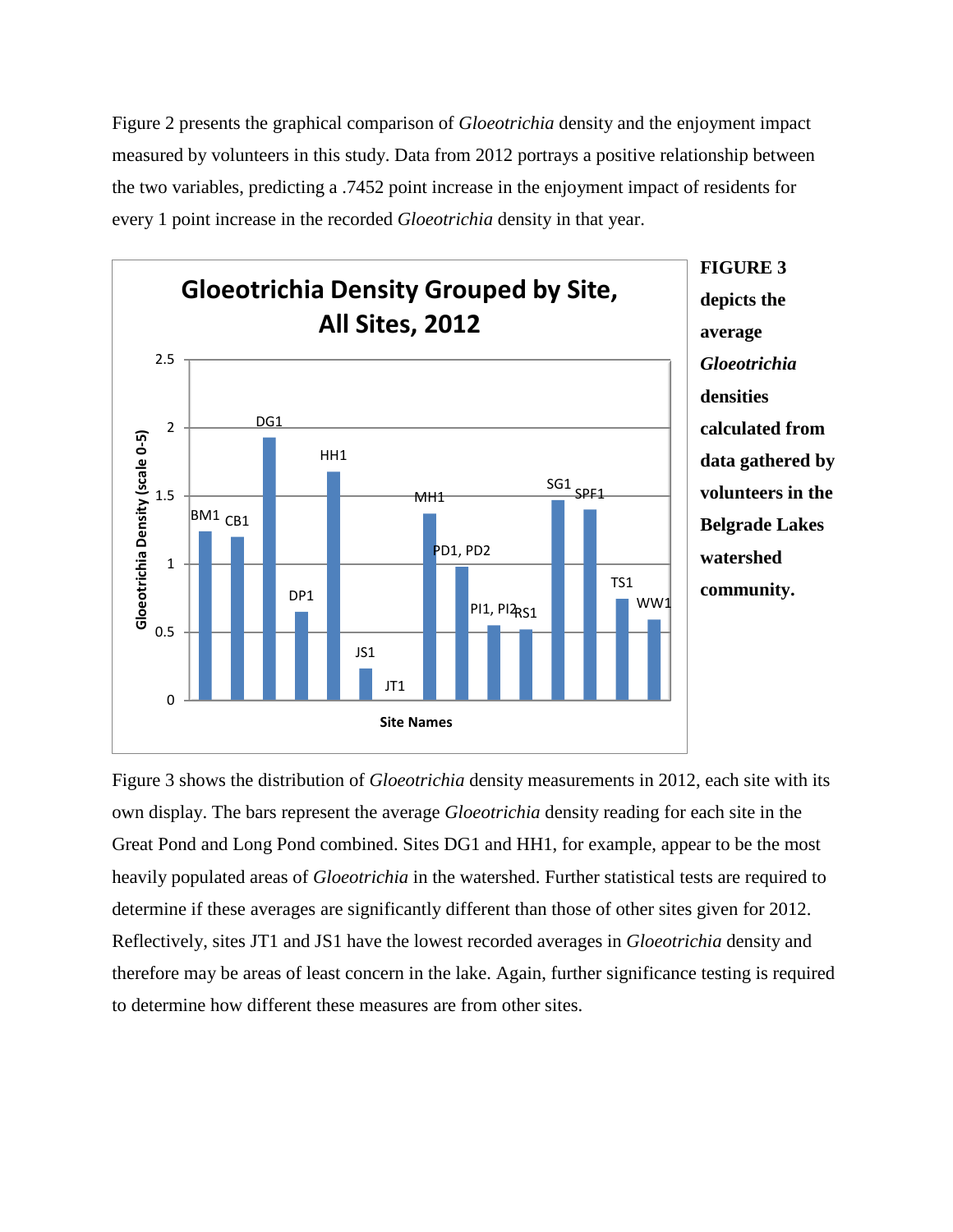Figure 2 presents the graphical comparison of *Gloeotrichia* density and the enjoyment impact measured by volunteers in this study. Data from 2012 portrays a positive relationship between the two variables, predicting a .7452 point increase in the enjoyment impact of residents for every 1 point increase in the recorded *Gloeotrichia* density in that year.

**FIGURE 3 depicts the average *Gloeotrichia* densities calculated from data gathered by volunteers in the Belgrade Lakes watershed community.**

Figure 3 shows the distribution of *Gloeotrichia* density measurements in 2012, each site with its own display. The bars represent the average *Gloeotrichia* density reading for each site in the Great Pond and Long Pond combined. Sites DG1 and HH1, for example, appear to be the most heavily populated areas of *Gloeotrichia* in the watershed. Further statistical tests are required to determine if these averages are significantly different than those of other sites given for 2012. Reflectively, sites JT1 and JS1 have the lowest recorded averages in *Gloeotrichia* density and therefore may be areas of least concern in the lake. Again, further significance testing is required to determine how different these measures are from other sites.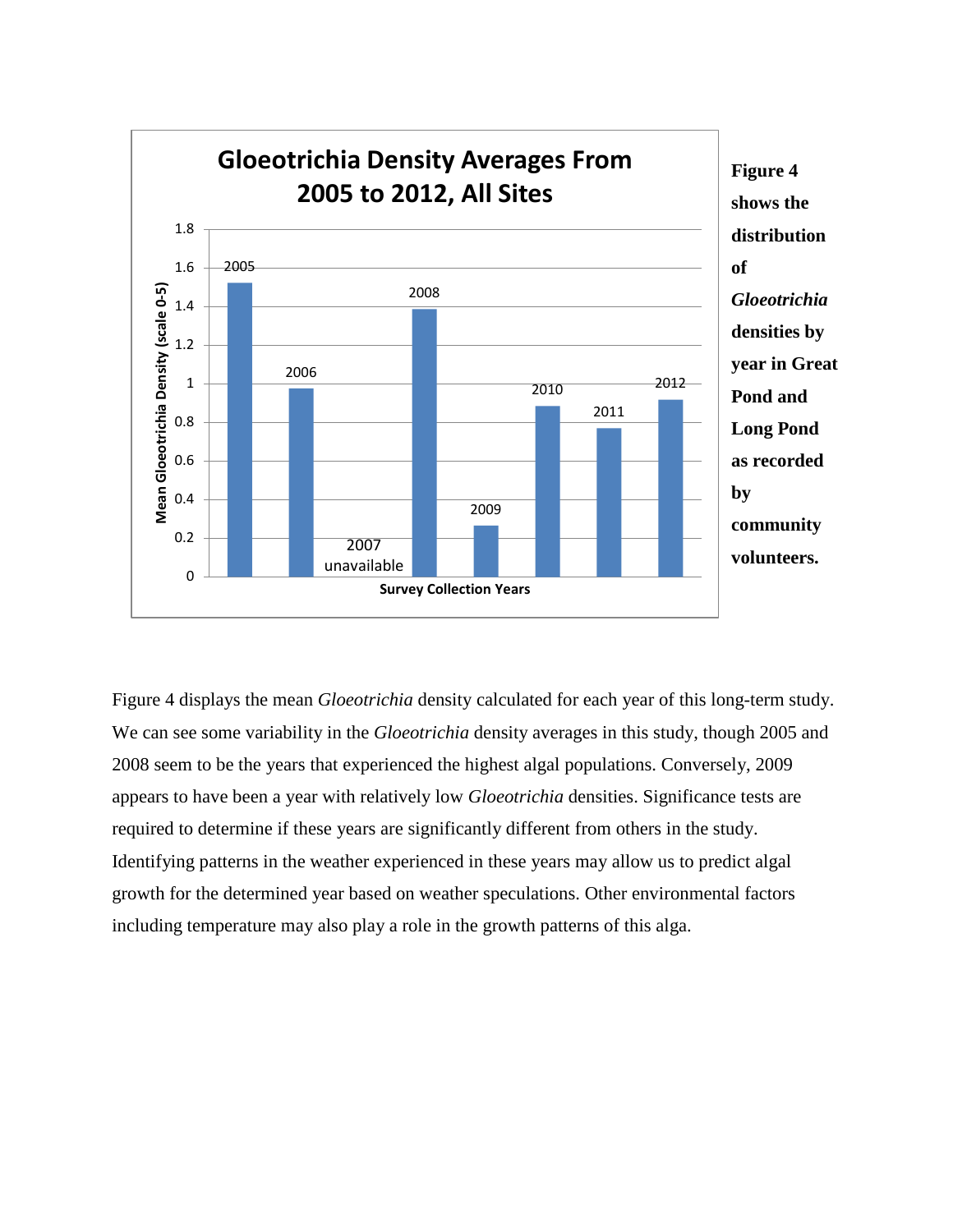**Gloeotrichia Density Averages From 2005 to 2012, All Sites**

| Survey Collection Years | Mean Gloeotrichia Density (scale 0-5) |
|---|---|
| 2005 | ~1.52 |
| 2006 | ~0.98 |
| 2007 | unavailable |
| 2008 | ~1.39 |
| 2009 | ~0.27 |
| 2010 | ~0.89 |
| 2011 | ~0.77 |
| 2012 | ~0.92 |

**Figure 4 shows the distribution of *Gloeotrichia* densities by year in Great Pond and Long Pond as recorded by community volunteers.**

Figure 4 displays the mean *Gloeotrichia* density calculated for each year of this long-term study. We can see some variability in the *Gloeotrichia* density averages in this study, though 2005 and 2008 seem to be the years that experienced the highest algal populations. Conversely, 2009 appears to have been a year with relatively low *Gloeotrichia* densities. Significance tests are required to determine if these years are significantly different from others in the study. Identifying patterns in the weather experienced in these years may allow us to predict algal growth for the determined year based on weather speculations. Other environmental factors including temperature may also play a role in the growth patterns of this alga.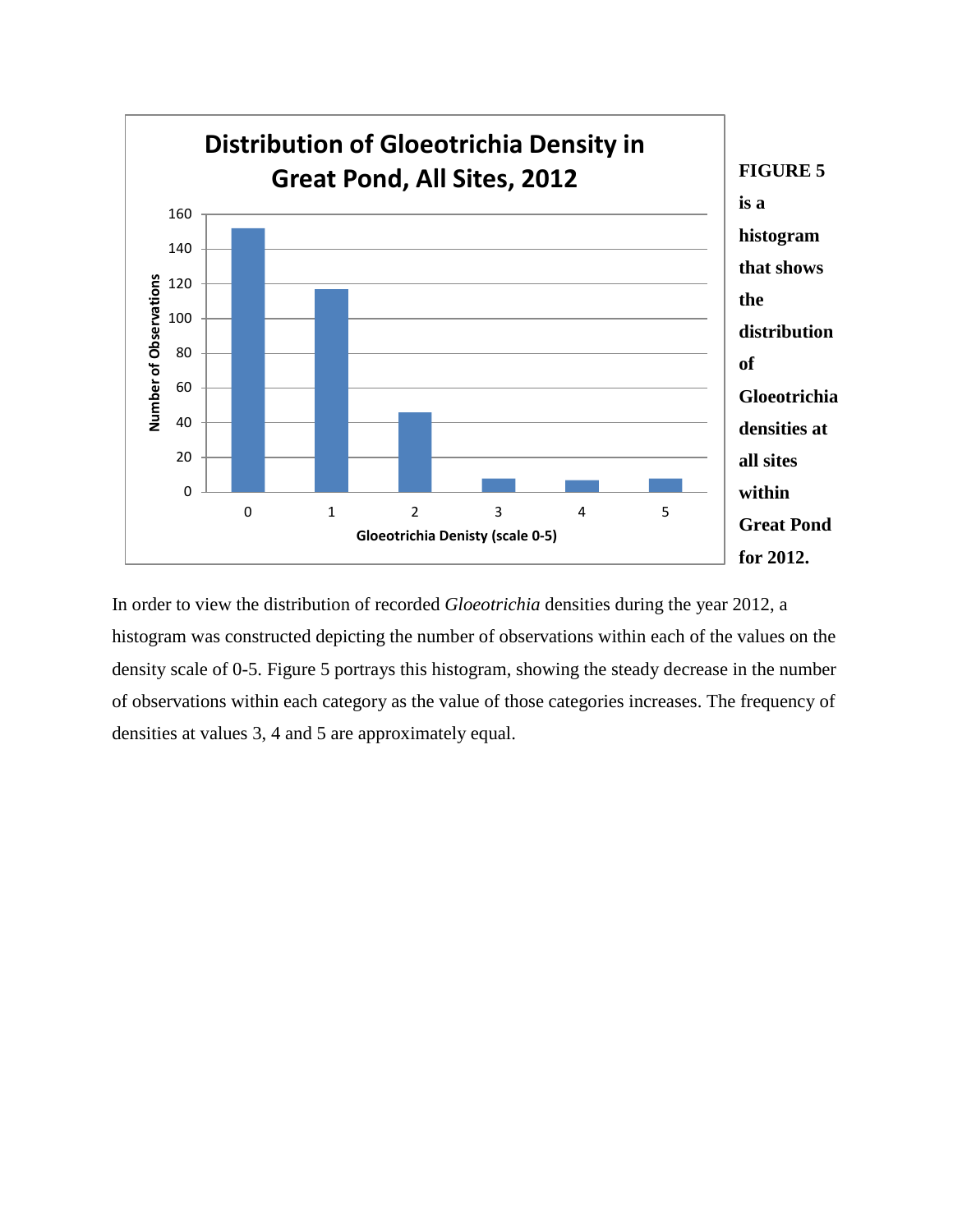**FIGURE 5 is a histogram that shows the distribution of Gloeotrichia densities at all sites within Great Pond for 2012.**

In order to view the distribution of recorded *Gloeotrichia* densities during the year 2012, a histogram was constructed depicting the number of observations within each of the values on the density scale of 0-5. Figure 5 portrays this histogram, showing the steady decrease in the number of observations within each category as the value of those categories increases. The frequency of densities at values 3, 4 and 5 are approximately equal.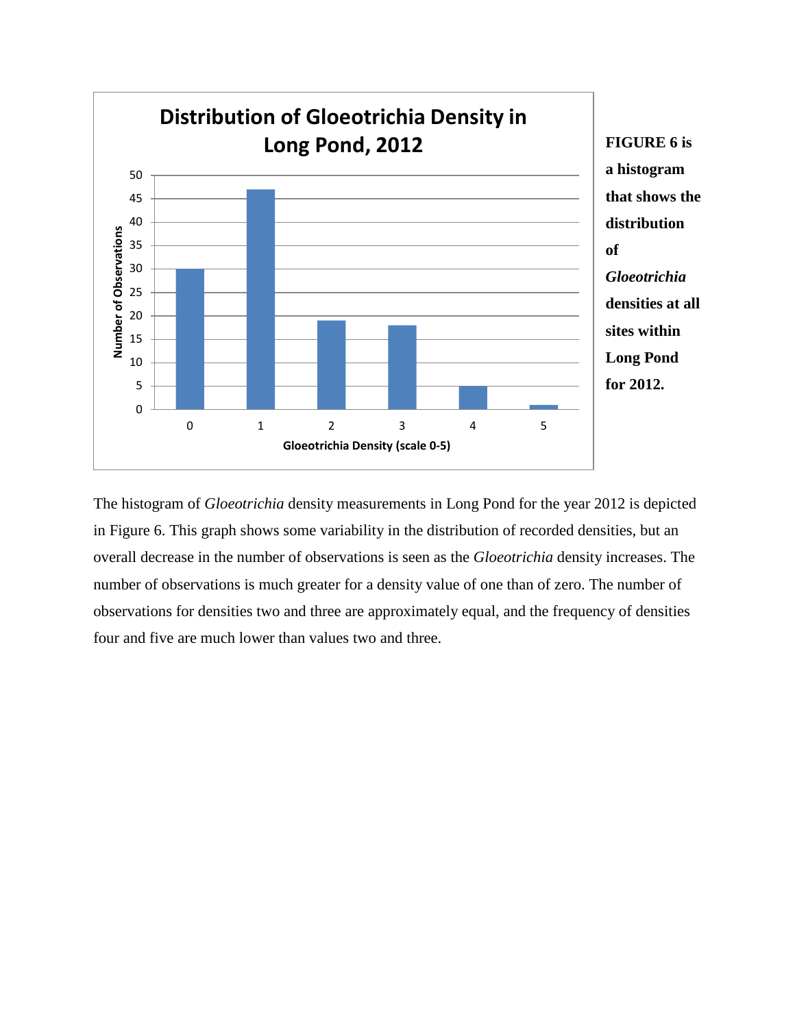**FIGURE 6 is a histogram that shows the distribution of *Gloeotrichia* densities at all sites within Long Pond for 2012.**

The histogram of *Gloeotrichia* density measurements in Long Pond for the year 2012 is depicted in Figure 6. This graph shows some variability in the distribution of recorded densities, but an overall decrease in the number of observations is seen as the *Gloeotrichia* density increases. The number of observations is much greater for a density value of one than of zero. The number of observations for densities two and three are approximately equal, and the frequency of densities four and five are much lower than values two and three.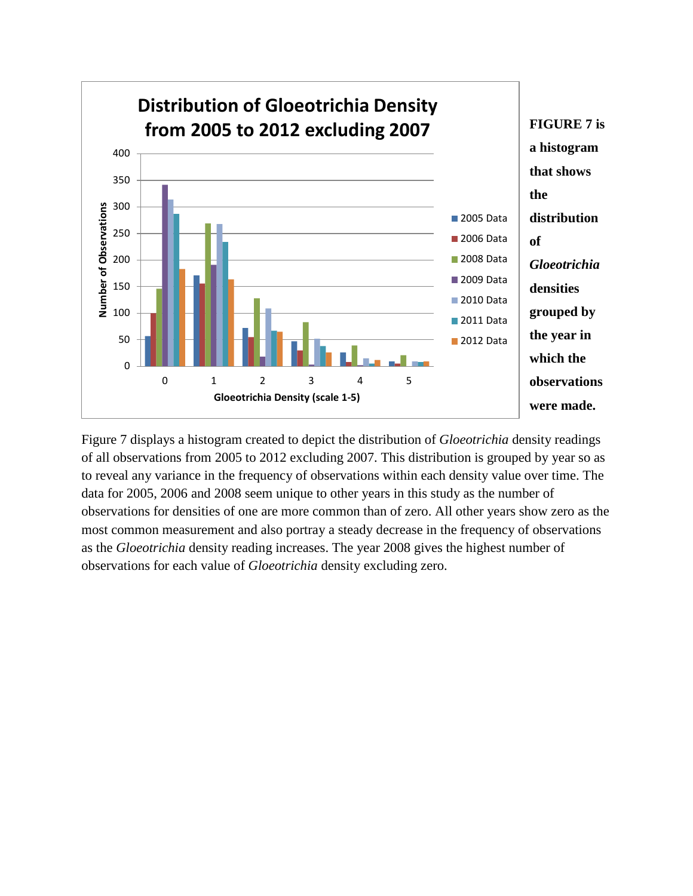Distribution of Gloeotrichia Density from 2005 to 2012 excluding 2007

Number of Observations

400
350
300
250
200
150
100
50
0

0 1 2 3 4 5

Gloeotrichia Density (scale 1-5)

2005 Data
2006 Data
2008 Data
2009 Data
2010 Data
2011 Data
2012 Data

**FIGURE 7 is a histogram that shows the distribution of *Gloeotrichia* densities grouped by the year in which the observations were made.**

Figure 7 displays a histogram created to depict the distribution of *Gloeotrichia* density readings of all observations from 2005 to 2012 excluding 2007. This distribution is grouped by year so as to reveal any variance in the frequency of observations within each density value over time. The data for 2005, 2006 and 2008 seem unique to other years in this study as the number of observations for densities of one are more common than of zero. All other years show zero as the most common measurement and also portray a steady decrease in the frequency of observations as the *Gloeotrichia* density reading increases. The year 2008 gives the highest number of observations for each value of *Gloeotrichia* density excluding zero.